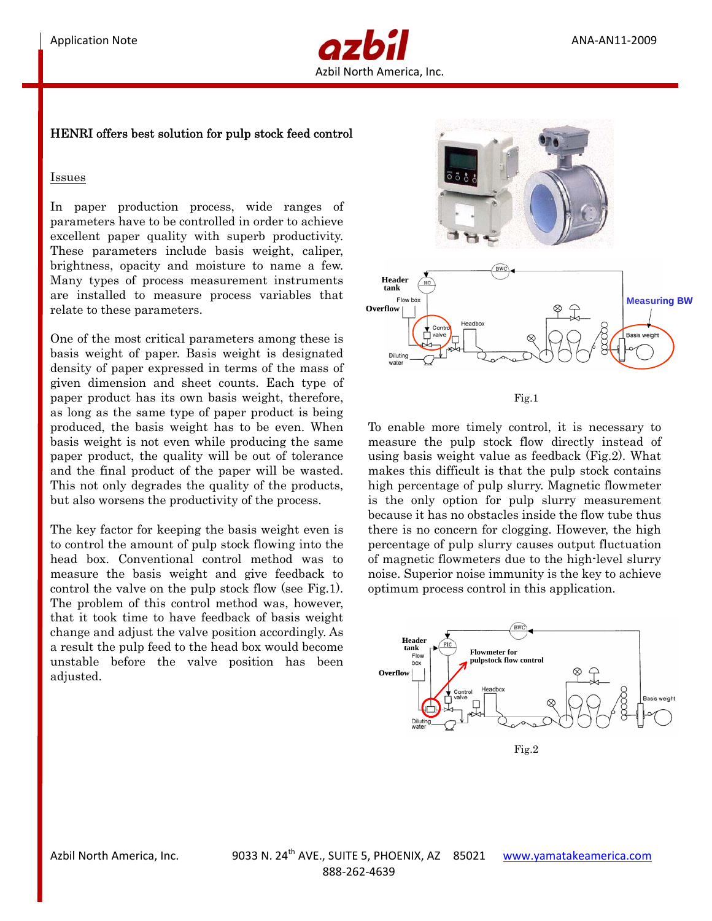# HENRI offers best solution for pulp stock feed control

## Issues

In paper production process, wide ranges of parameters have to be controlled in order to achieve excellent paper quality with superb productivity. These parameters include basis weight, caliper, brightness, opacity and moisture to name a few. Many types of process measurement instruments are installed to measure process variables that relate to these parameters.

One of the most critical parameters among these is basis weight of paper. Basis weight is designated density of paper expressed in terms of the mass of given dimension and sheet counts. Each type of paper product has its own basis weight, therefore, as long as the same type of paper product is being produced, the basis weight has to be even. When basis weight is not even while producing the same paper product, the quality will be out of tolerance and the final product of the paper will be wasted. This not only degrades the quality of the products, but also worsens the productivity of the process.

The key factor for keeping the basis weight even is to control the amount of pulp stock flowing into the head box. Conventional control method was to measure the basis weight and give feedback to control the valve on the pulp stock flow (see Fig.1). The problem of this control method was, however, that it took time to have feedback of basis weight change and adjust the valve position accordingly. As a result the pulp feed to the head box would become unstable before the valve position has been adjusted.

Fig.1

To enable more timely control, it is necessary to measure the pulp stock flow directly instead of using basis weight value as feedback (Fig.2). What makes this difficult is that the pulp stock contains high percentage of pulp slurry. Magnetic flowmeter is the only option for pulp slurry measurement because it has no obstacles inside the flow tube thus there is no concern for clogging. However, the high percentage of pulp slurry causes output fluctuation of magnetic flowmeters due to the high-level slurry noise. Superior noise immunity is the key to achieve optimum process control in this application.

Fig.2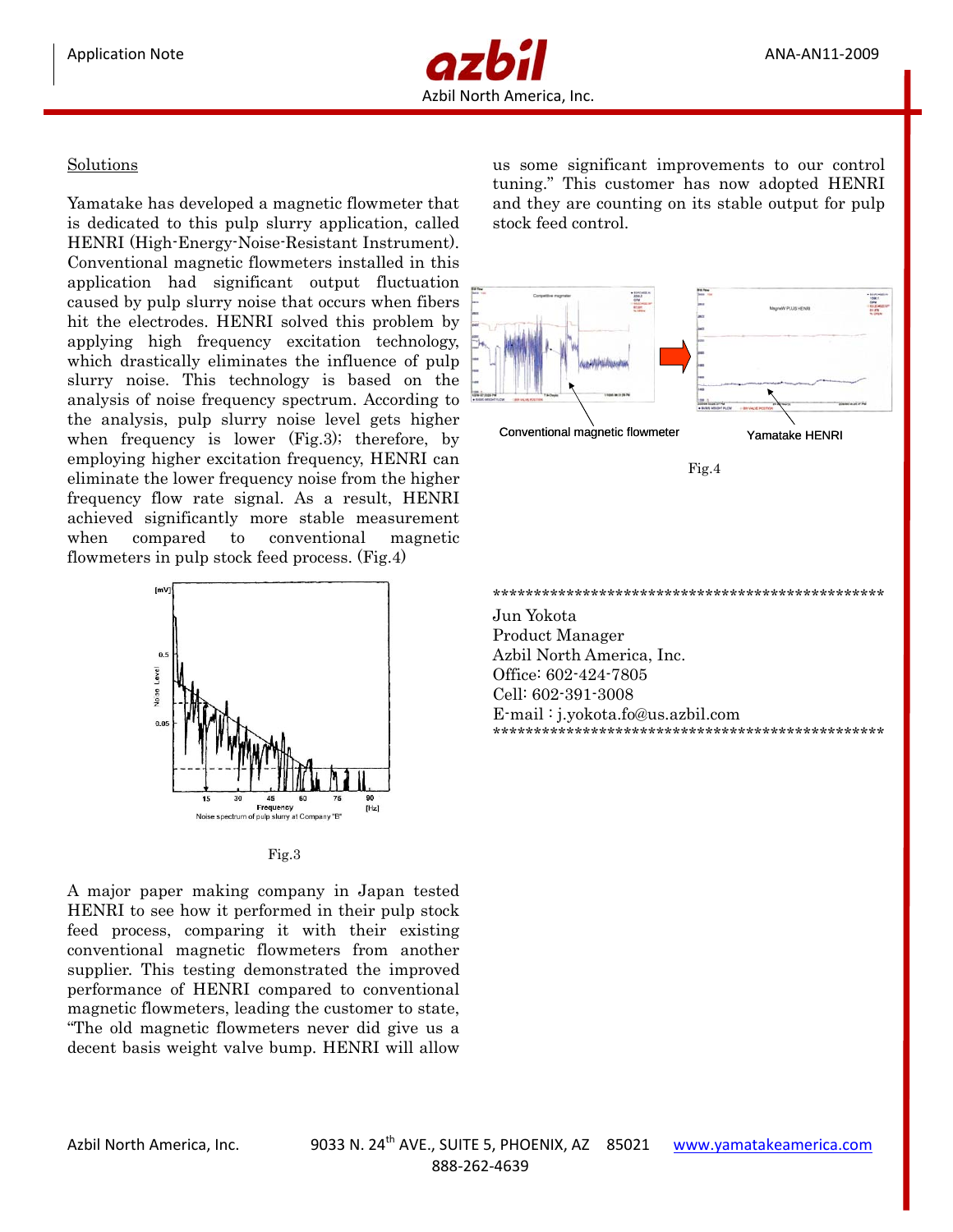## Solutions

Yamatake has developed a magnetic flowmeter that is dedicated to this pulp slurry application, called HENRI (High-Energy-Noise-Resistant Instrument). Conventional magnetic flowmeters installed in this application had significant output fluctuation caused by pulp slurry noise that occurs when fibers hit the electrodes. HENRI solved this problem by applying high frequency excitation technology, which drastically eliminates the influence of pulp slurry noise. This technology is based on the analysis of noise frequency spectrum. According to the analysis, pulp slurry noise level gets higher when frequency is lower (Fig.3); therefore, by employing higher excitation frequency, HENRI can eliminate the lower frequency noise from the higher frequency flow rate signal. As a result, HENRI achieved significantly more stable measurement when compared to conventional magnetic flowmeters in pulp stock feed process. (Fig.4)

[mV]
0.5
Noise Level
0.05
15 30 45 60 75 90
Frequency [Hz]
Noise spectrum of pulp slurry at Company "B"

Fig.3

A major paper making company in Japan tested HENRI to see how it performed in their pulp stock feed process, comparing it with their existing conventional magnetic flowmeters from another supplier. This testing demonstrated the improved performance of HENRI compared to conventional magnetic flowmeters, leading the customer to state, "The old magnetic flowmeters never did give us a decent basis weight valve bump. HENRI will allow us some significant improvements to our control tuning." This customer has now adopted HENRI and they are counting on its stable output for pulp stock feed control.

Conventional magnetic flowmeter

Yamatake HENRI

Fig.4

\*\*\*\*\*\*\*\*\*\*\*\*\*\*\*\*\*\*\*\*\*\*\*\*\*\*\*\*\*\*\*\*\*\*\*\*\*\*\*\*\*\*\*\*\*\*\*\*\*\*

Jun Yokota
Product Manager
Azbil North America, Inc.
Office: 602-424-7805
Cell: 602-391-3008
E-mail : j.yokota.fo@us.azbil.com

\*\*\*\*\*\*\*\*\*\*\*\*\*\*\*\*\*\*\*\*\*\*\*\*\*\*\*\*\*\*\*\*\*\*\*\*\*\*\*\*\*\*\*\*\*\*\*\*\*\*